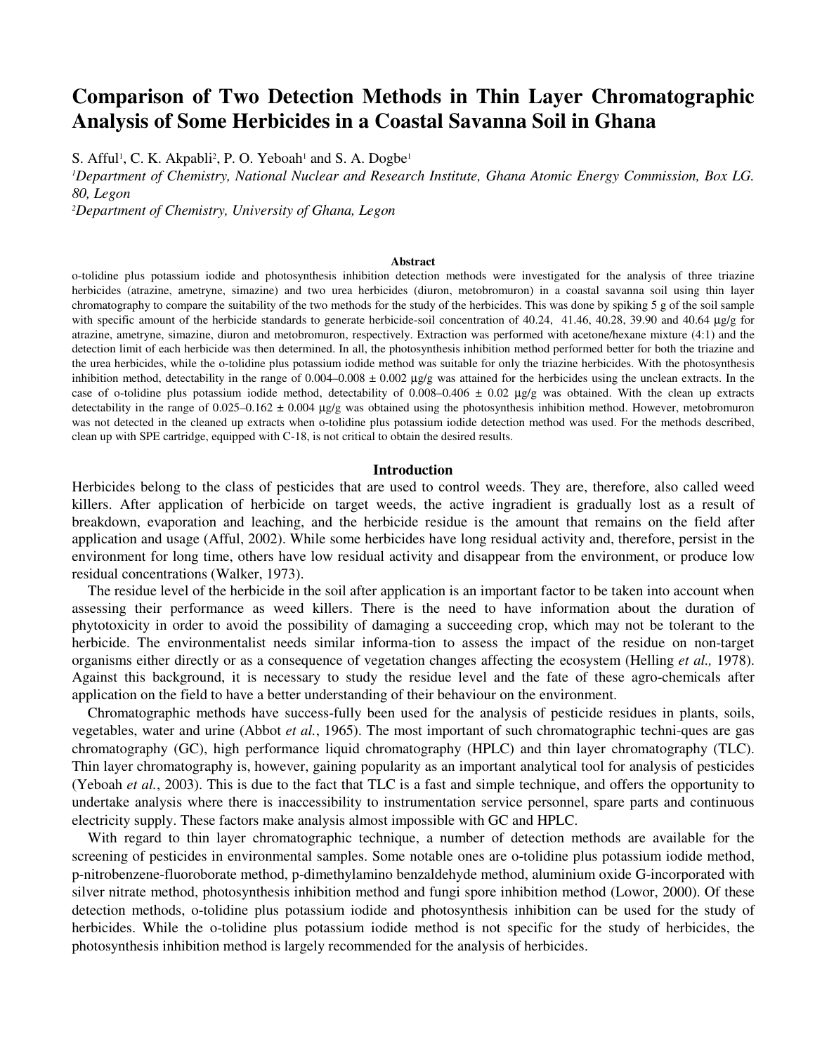# Comparison of Two Detection Methods in Thin Layer Chromatographic Analysis of Some Herbicides in a Coastal Savanna Soil in Ghana

S. Afful[1], C. K. Akpabli[2], P. O. Yeboah[1] and S. A. Dogbe[1]

[1]*Department of Chemistry, National Nuclear and Research Institute, Ghana Atomic Energy Commission, Box LG. 80, Legon*

[2]*Department of Chemistry, University of Ghana, Legon*

## Abstract

o-tolidine plus potassium iodide and photosynthesis inhibition detection methods were investigated for the analysis of three triazine herbicides (atrazine, ametryne, simazine) and two urea herbicides (diuron, metobromuron) in a coastal savanna soil using thin layer chromatography to compare the suitability of the two methods for the study of the herbicides. This was done by spiking 5 g of the soil sample with specific amount of the herbicide standards to generate herbicide-soil concentration of 40.24, 41.46, 40.28, 39.90 and 40.64 μg/g for atrazine, ametryne, simazine, diuron and metobromuron, respectively. Extraction was performed with acetone/hexane mixture (4:1) and the detection limit of each herbicide was then determined. In all, the photosynthesis inhibition method performed better for both the triazine and the urea herbicides, while the o-tolidine plus potassium iodide method was suitable for only the triazine herbicides. With the photosynthesis inhibition method, detectability in the range of 0.004–0.008 ± 0.002 μg/g was attained for the herbicides using the unclean extracts. In the case of o-tolidine plus potassium iodide method, detectability of 0.008–0.406 ± 0.02 μg/g was obtained. With the clean up extracts detectability in the range of 0.025–0.162 ± 0.004 μg/g was obtained using the photosynthesis inhibition method. However, metobromuron was not detected in the cleaned up extracts when o-tolidine plus potassium iodide detection method was used. For the methods described, clean up with SPE cartridge, equipped with C-18, is not critical to obtain the desired results.

## Introduction

Herbicides belong to the class of pesticides that are used to control weeds. They are, therefore, also called weed killers. After application of herbicide on target weeds, the active ingradient is gradually lost as a result of breakdown, evaporation and leaching, and the herbicide residue is the amount that remains on the field after application and usage (Afful, 2002). While some herbicides have long residual activity and, therefore, persist in the environment for long time, others have low residual activity and disappear from the environment, or produce low residual concentrations (Walker, 1973).

The residue level of the herbicide in the soil after application is an important factor to be taken into account when assessing their performance as weed killers. There is the need to have information about the duration of phytotoxicity in order to avoid the possibility of damaging a succeeding crop, which may not be tolerant to the herbicide. The environmentalist needs similar informa-tion to assess the impact of the residue on non-target organisms either directly or as a consequence of vegetation changes affecting the ecosystem (Helling *et al.,* 1978). Against this background, it is necessary to study the residue level and the fate of these agro-chemicals after application on the field to have a better understanding of their behaviour on the environment.

Chromatographic methods have success-fully been used for the analysis of pesticide residues in plants, soils, vegetables, water and urine (Abbot *et al.*, 1965). The most important of such chromatographic techni-ques are gas chromatography (GC), high performance liquid chromatography (HPLC) and thin layer chromatography (TLC). Thin layer chromatography is, however, gaining popularity as an important analytical tool for analysis of pesticides (Yeboah *et al.*, 2003). This is due to the fact that TLC is a fast and simple technique, and offers the opportunity to undertake analysis where there is inaccessibility to instrumentation service personnel, spare parts and continuous electricity supply. These factors make analysis almost impossible with GC and HPLC.

With regard to thin layer chromatographic technique, a number of detection methods are available for the screening of pesticides in environmental samples. Some notable ones are o-tolidine plus potassium iodide method, p-nitrobenzene-fluoroborate method, p-dimethylamino benzaldehyde method, aluminium oxide G-incorporated with silver nitrate method, photosynthesis inhibition method and fungi spore inhibition method (Lowor, 2000). Of these detection methods, o-tolidine plus potassium iodide and photosynthesis inhibition can be used for the study of herbicides. While the o-tolidine plus potassium iodide method is not specific for the study of herbicides, the photosynthesis inhibition method is largely recommended for the analysis of herbicides.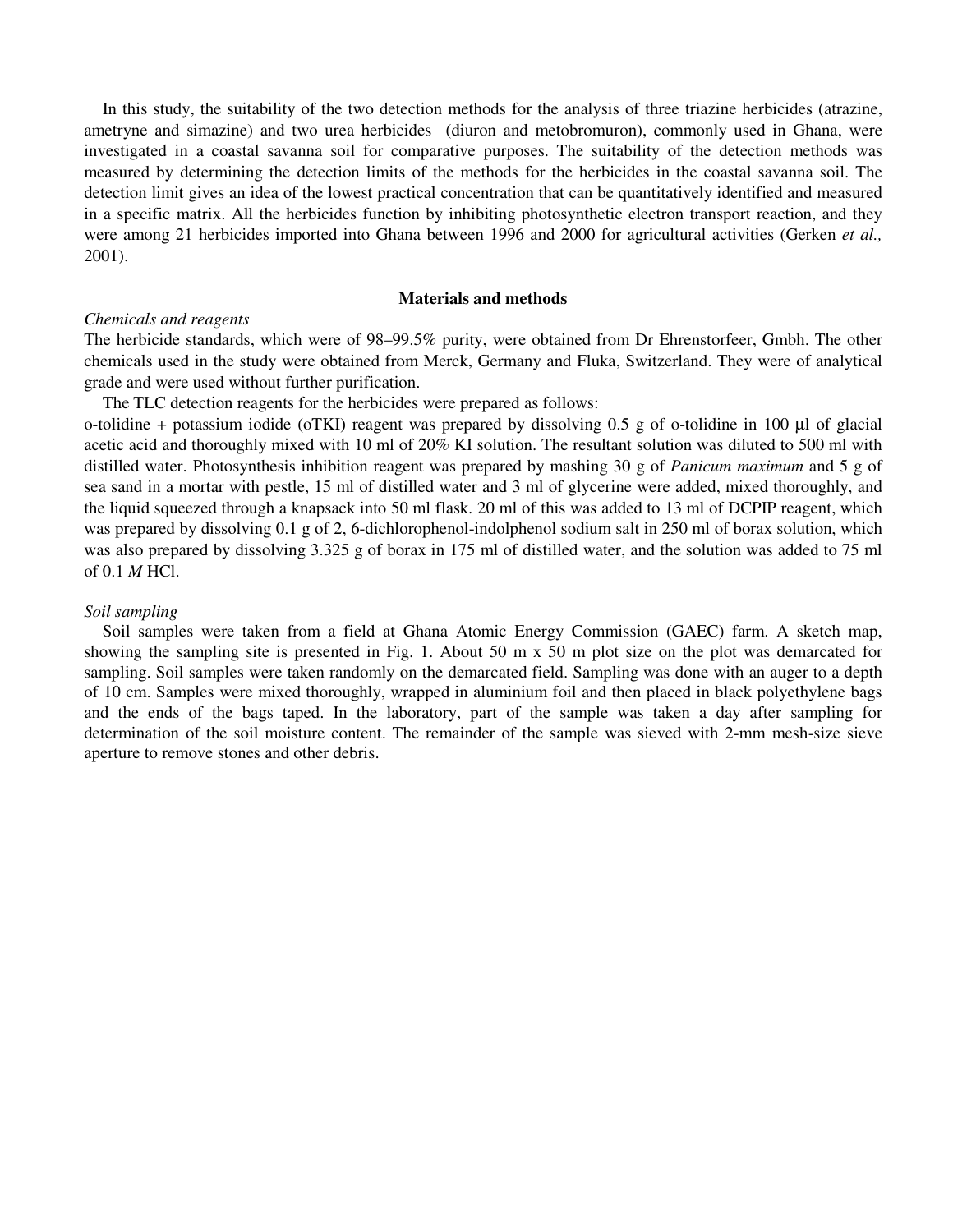In this study, the suitability of the two detection methods for the analysis of three triazine herbicides (atrazine, ametryne and simazine) and two urea herbicides (diuron and metobromuron), commonly used in Ghana, were investigated in a coastal savanna soil for comparative purposes. The suitability of the detection methods was measured by determining the detection limits of the methods for the herbicides in the coastal savanna soil. The detection limit gives an idea of the lowest practical concentration that can be quantitatively identified and measured in a specific matrix. All the herbicides function by inhibiting photosynthetic electron transport reaction, and they were among 21 herbicides imported into Ghana between 1996 and 2000 for agricultural activities (Gerken *et al.,* 2001).

## Materials and methods

*Chemicals and reagents*

The herbicide standards, which were of 98–99.5% purity, were obtained from Dr Ehrenstorfeer, Gmbh. The other chemicals used in the study were obtained from Merck, Germany and Fluka, Switzerland. They were of analytical grade and were used without further purification.

The TLC detection reagents for the herbicides were prepared as follows:
o-tolidine + potassium iodide (oTKI) reagent was prepared by dissolving 0.5 g of o-tolidine in 100 μl of glacial acetic acid and thoroughly mixed with 10 ml of 20% KI solution. The resultant solution was diluted to 500 ml with distilled water. Photosynthesis inhibition reagent was prepared by mashing 30 g of *Panicum maximum* and 5 g of sea sand in a mortar with pestle, 15 ml of distilled water and 3 ml of glycerine were added, mixed thoroughly, and the liquid squeezed through a knapsack into 50 ml flask. 20 ml of this was added to 13 ml of DCPIP reagent, which was prepared by dissolving 0.1 g of 2, 6-dichlorophenol-indolphenol sodium salt in 250 ml of borax solution, which was also prepared by dissolving 3.325 g of borax in 175 ml of distilled water, and the solution was added to 75 ml of 0.1 *M* HCl.

*Soil sampling*

Soil samples were taken from a field at Ghana Atomic Energy Commission (GAEC) farm. A sketch map, showing the sampling site is presented in Fig. 1. About 50 m x 50 m plot size on the plot was demarcated for sampling. Soil samples were taken randomly on the demarcated field. Sampling was done with an auger to a depth of 10 cm. Samples were mixed thoroughly, wrapped in aluminium foil and then placed in black polyethylene bags and the ends of the bags taped. In the laboratory, part of the sample was taken a day after sampling for determination of the soil moisture content. The remainder of the sample was sieved with 2-mm mesh-size sieve aperture to remove stones and other debris.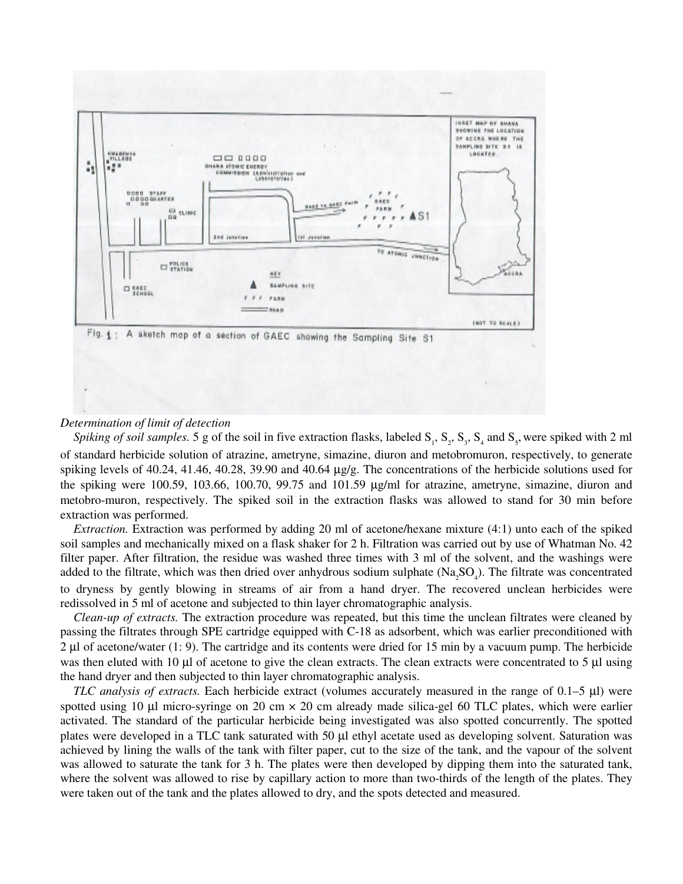Fig. 1: A sketch map of a section of GAEC showing the Sampling Site S1

*Determination of limit of detection*

*Spiking of soil samples.* 5 g of the soil in five extraction flasks, labeled $S_1$, $S_2$, $S_3$, $S_4$ and $S_5$, were spiked with 2 ml of standard herbicide solution of atrazine, ametryne, simazine, diuron and metobromuron, respectively, to generate spiking levels of 40.24, 41.46, 40.28, 39.90 and 40.64 µg/g. The concentrations of the herbicide solutions used for the spiking were 100.59, 103.66, 100.70, 99.75 and 101.59 µg/ml for atrazine, ametryne, simazine, diuron and metobro-muron, respectively. The spiked soil in the extraction flasks was allowed to stand for 30 min before extraction was performed.

*Extraction.* Extraction was performed by adding 20 ml of acetone/hexane mixture (4:1) unto each of the spiked soil samples and mechanically mixed on a flask shaker for 2 h. Filtration was carried out by use of Whatman No. 42 filter paper. After filtration, the residue was washed three times with 3 ml of the solvent, and the washings were added to the filtrate, which was then dried over anhydrous sodium sulphate ($Na_2SO_4$). The filtrate was concentrated to dryness by gently blowing in streams of air from a hand dryer. The recovered unclean herbicides were redissolved in 5 ml of acetone and subjected to thin layer chromatographic analysis.

*Clean-up of extracts.* The extraction procedure was repeated, but this time the unclean filtrates were cleaned by passing the filtrates through SPE cartridge equipped with C-18 as adsorbent, which was earlier preconditioned with 2 µl of acetone/water (1: 9). The cartridge and its contents were dried for 15 min by a vacuum pump. The herbicide was then eluted with 10 µl of acetone to give the clean extracts. The clean extracts were concentrated to 5 µl using the hand dryer and then subjected to thin layer chromatographic analysis.

*TLC analysis of extracts.* Each herbicide extract (volumes accurately measured in the range of 0.1–5 µl) were spotted using 10 µl micro-syringe on 20 cm × 20 cm already made silica-gel 60 TLC plates, which were earlier activated. The standard of the particular herbicide being investigated was also spotted concurrently. The spotted plates were developed in a TLC tank saturated with 50 µl ethyl acetate used as developing solvent. Saturation was achieved by lining the walls of the tank with filter paper, cut to the size of the tank, and the vapour of the solvent was allowed to saturate the tank for 3 h. The plates were then developed by dipping them into the saturated tank, where the solvent was allowed to rise by capillary action to more than two-thirds of the length of the plates. They were taken out of the tank and the plates allowed to dry, and the spots detected and measured.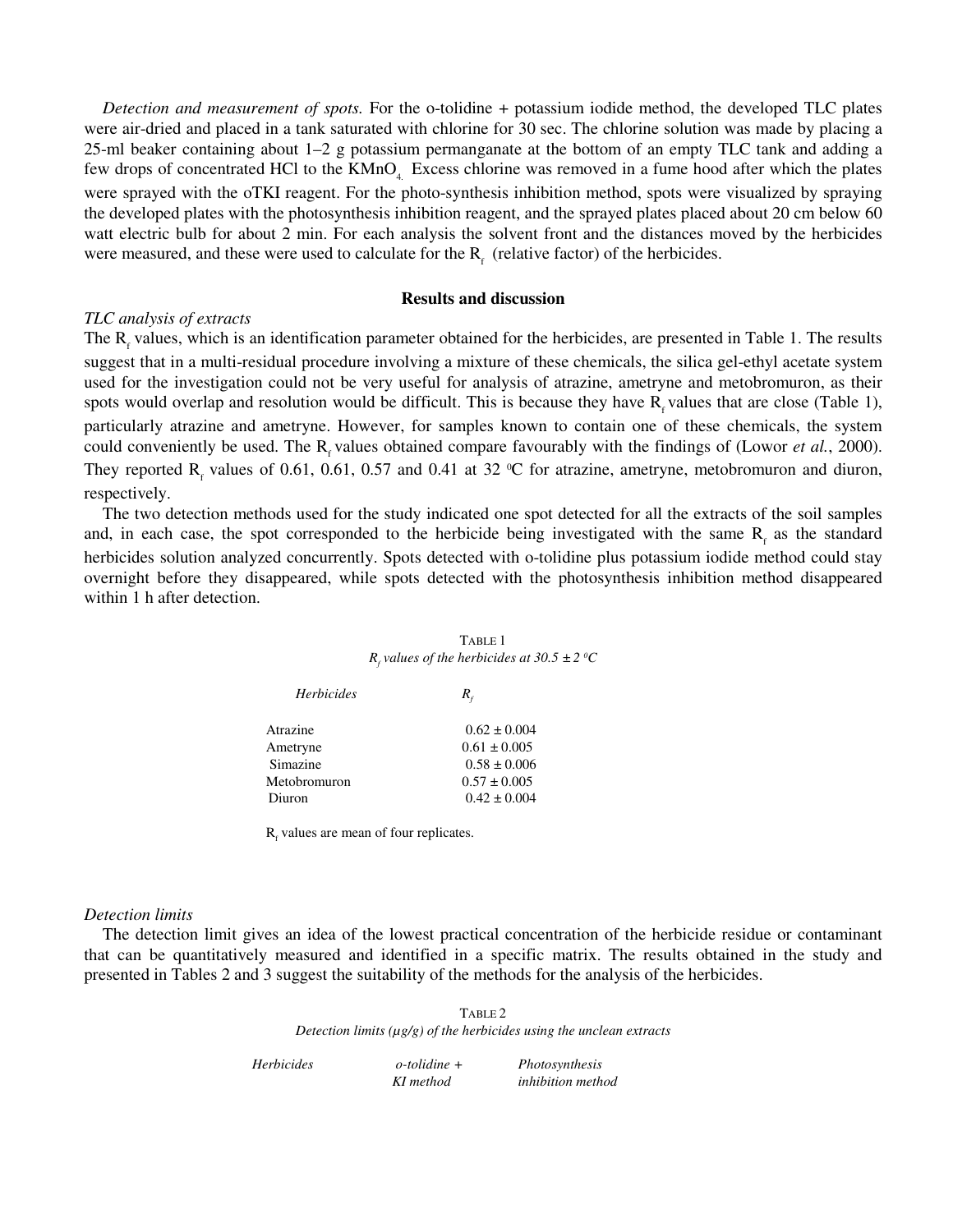*Detection and measurement of spots.* For the o-tolidine + potassium iodide method, the developed TLC plates were air-dried and placed in a tank saturated with chlorine for 30 sec. The chlorine solution was made by placing a 25-ml beaker containing about 1–2 g potassium permanganate at the bottom of an empty TLC tank and adding a few drops of concentrated HCl to the $KMnO_4$. Excess chlorine was removed in a fume hood after which the plates were sprayed with the oTKI reagent. For the photo-synthesis inhibition method, spots were visualized by spraying the developed plates with the photosynthesis inhibition reagent, and the sprayed plates placed about 20 cm below 60 watt electric bulb for about 2 min. For each analysis the solvent front and the distances moved by the herbicides were measured, and these were used to calculate for the $R_f$ (relative factor) of the herbicides.

## Results and discussion

*TLC analysis of extracts*

The $R_f$ values, which is an identification parameter obtained for the herbicides, are presented in Table 1. The results suggest that in a multi-residual procedure involving a mixture of these chemicals, the silica gel-ethyl acetate system used for the investigation could not be very useful for analysis of atrazine, ametryne and metobromuron, as their spots would overlap and resolution would be difficult. This is because they have $R_f$ values that are close (Table 1), particularly atrazine and ametryne. However, for samples known to contain one of these chemicals, the system could conveniently be used. The $R_f$ values obtained compare favourably with the findings of (Lowor *et al.*, 2000). They reported $R_f$ values of 0.61, 0.61, 0.57 and 0.41 at 32 °C for atrazine, ametryne, metobromuron and diuron, respectively.

The two detection methods used for the study indicated one spot detected for all the extracts of the soil samples and, in each case, the spot corresponded to the herbicide being investigated with the same $R_f$ as the standard herbicides solution analyzed concurrently. Spots detected with o-tolidine plus potassium iodide method could stay overnight before they disappeared, while spots detected with the photosynthesis inhibition method disappeared within 1 h after detection.

TABLE 1
*$R_f$ values of the herbicides at 30.5 ± 2 °C*

| *Herbicides* | *$R_f$* |
|---|---|
| Atrazine | 0.62 ± 0.004 |
| Ametryne | 0.61 ± 0.005 |
| Simazine | 0.58 ± 0.006 |
| Metobromuron | 0.57 ± 0.005 |
| Diuron | 0.42 ± 0.004 |

$R_f$ values are mean of four replicates.

*Detection limits*

The detection limit gives an idea of the lowest practical concentration of the herbicide residue or contaminant that can be quantitatively measured and identified in a specific matrix. The results obtained in the study and presented in Tables 2 and 3 suggest the suitability of the methods for the analysis of the herbicides.

TABLE 2
*Detection limits (μg/g) of the herbicides using the unclean extracts*

| *Herbicides* | *o-tolidine + KI method* | *Photosynthesis inhibition method* |
|---|---|---|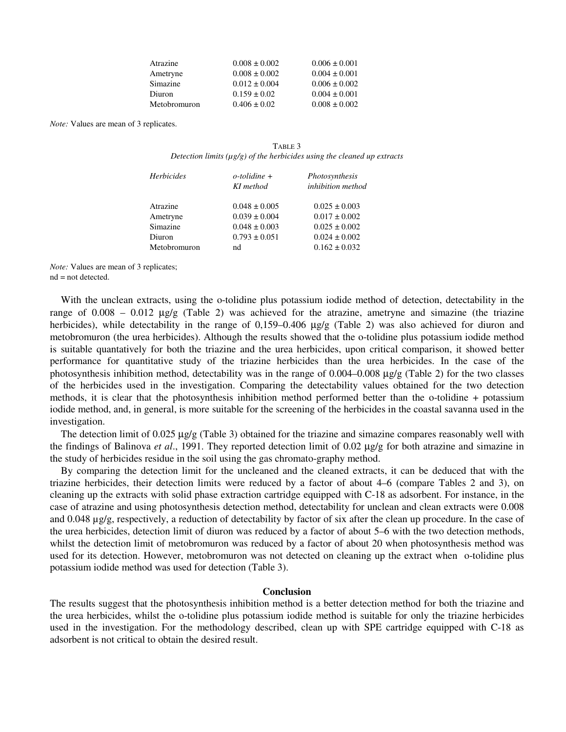| | | |
|---|---|---|
| Atrazine | 0.008 ± 0.002 | 0.006 ± 0.001 |
| Ametryne | 0.008 ± 0.002 | 0.004 ± 0.001 |
| Simazine | 0.012 ± 0.004 | 0.006 ± 0.002 |
| Diuron | 0.159 ± 0.02 | 0.004 ± 0.001 |
| Metobromuron | 0.406 ± 0.02 | 0.008 ± 0.002 |

*Note:* Values are mean of 3 replicates.

TABLE 3

*Detection limits (µg/g) of the herbicides using the cleaned up extracts*

| *Herbicides* | *o-tolidine + KI method* | *Photosynthesis inhibition method* |
|---|---|---|
| Atrazine | 0.048 ± 0.005 | 0.025 ± 0.003 |
| Ametryne | 0.039 ± 0.004 | 0.017 ± 0.002 |
| Simazine | 0.048 ± 0.003 | 0.025 ± 0.002 |
| Diuron | 0.793 ± 0.051 | 0.024 ± 0.002 |
| Metobromuron | nd | 0.162 ± 0.032 |

*Note:* Values are mean of 3 replicates;
nd = not detected.

With the unclean extracts, using the o-tolidine plus potassium iodide method of detection, detectability in the range of 0.008 – 0.012 µg/g (Table 2) was achieved for the atrazine, ametryne and simazine (the triazine herbicides), while detectability in the range of 0,159–0.406 µg/g (Table 2) was also achieved for diuron and metobromuron (the urea herbicides). Although the results showed that the o-tolidine plus potassium iodide method is suitable quantatively for both the triazine and the urea herbicides, upon critical comparison, it showed better performance for quantitative study of the triazine herbicides than the urea herbicides. In the case of the photosynthesis inhibition method, detectability was in the range of 0.004–0.008 µg/g (Table 2) for the two classes of the herbicides used in the investigation. Comparing the detectability values obtained for the two detection methods, it is clear that the photosynthesis inhibition method performed better than the o-tolidine + potassium iodide method, and, in general, is more suitable for the screening of the herbicides in the coastal savanna used in the investigation.

The detection limit of 0.025 µg/g (Table 3) obtained for the triazine and simazine compares reasonably well with the findings of Balinova *et al*., 1991. They reported detection limit of 0.02 µg/g for both atrazine and simazine in the study of herbicides residue in the soil using the gas chromato-graphy method.

By comparing the detection limit for the uncleaned and the cleaned extracts, it can be deduced that with the triazine herbicides, their detection limits were reduced by a factor of about 4–6 (compare Tables 2 and 3), on cleaning up the extracts with solid phase extraction cartridge equipped with C-18 as adsorbent. For instance, in the case of atrazine and using photosynthesis detection method, detectability for unclean and clean extracts were 0.008 and 0.048 µg/g, respectively, a reduction of detectability by factor of six after the clean up procedure. In the case of the urea herbicides, detection limit of diuron was reduced by a factor of about 5–6 with the two detection methods, whilst the detection limit of metobromuron was reduced by a factor of about 20 when photosynthesis method was used for its detection. However, metobromuron was not detected on cleaning up the extract when o-tolidine plus potassium iodide method was used for detection (Table 3).

## Conclusion

The results suggest that the photosynthesis inhibition method is a better detection method for both the triazine and the urea herbicides, whilst the o-tolidine plus potassium iodide method is suitable for only the triazine herbicides used in the investigation. For the methodology described, clean up with SPE cartridge equipped with C-18 as adsorbent is not critical to obtain the desired result.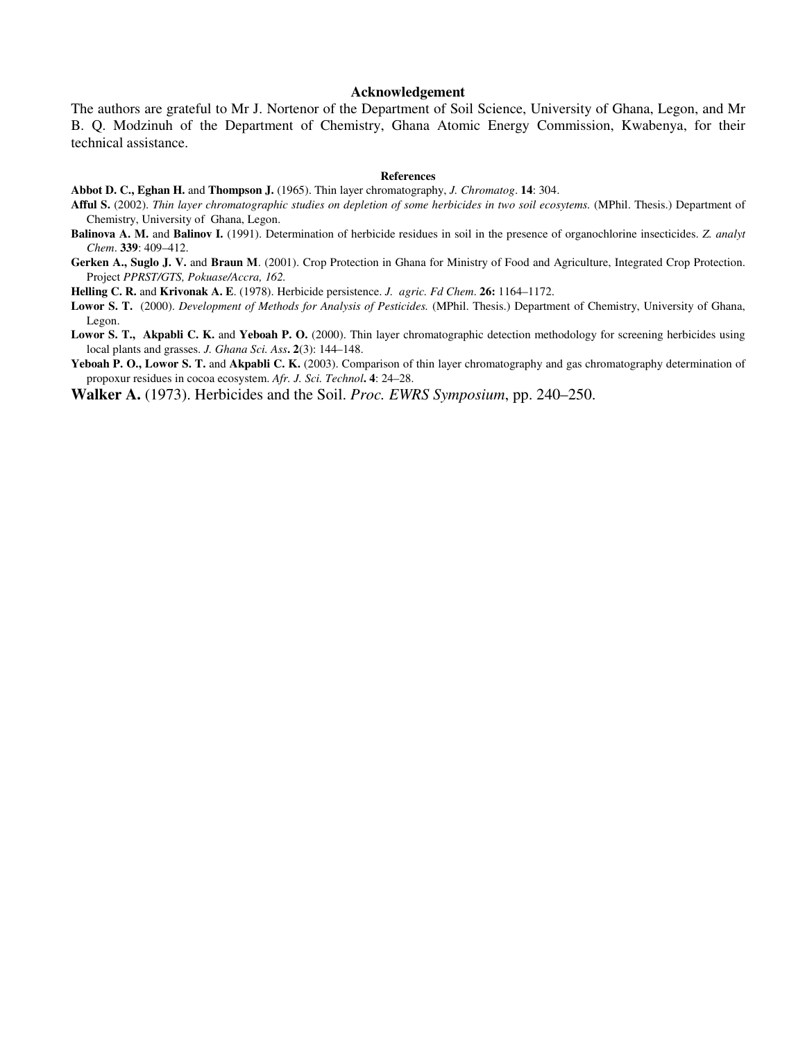## Acknowledgement

The authors are grateful to Mr J. Nortenor of the Department of Soil Science, University of Ghana, Legon, and Mr B. Q. Modzinuh of the Department of Chemistry, Ghana Atomic Energy Commission, Kwabenya, for their technical assistance.

### References

**Abbot D. C., Eghan H.** and **Thompson J.** (1965). Thin layer chromatography, *J. Chromatog*. **14**: 304.

**Afful S.** (2002). *Thin layer chromatographic studies on depletion of some herbicides in two soil ecosytems.* (MPhil. Thesis.) Department of Chemistry, University of Ghana, Legon.

**Balinova A. M.** and **Balinov I.** (1991). Determination of herbicide residues in soil in the presence of organochlorine insecticides. *Z. analyt Chem*. **339**: 409–412.

**Gerken A., Suglo J. V.** and **Braun M**. (2001). Crop Protection in Ghana for Ministry of Food and Agriculture, Integrated Crop Protection. Project *PPRST/GTS, Pokuase/Accra, 162.*

**Helling C. R.** and **Krivonak A. E**. (1978). Herbicide persistence. *J. agric. Fd Chem*. **26:** 1164–1172.

**Lowor S. T.** (2000). *Development of Methods for Analysis of Pesticides.* (MPhil. Thesis.) Department of Chemistry, University of Ghana, Legon.

**Lowor S. T., Akpabli C. K.** and **Yeboah P. O.** (2000). Thin layer chromatographic detection methodology for screening herbicides using local plants and grasses. *J. Ghana Sci. Ass***.** **2**(3): 144–148.

**Yeboah P. O., Lowor S. T.** and **Akpabli C. K.** (2003). Comparison of thin layer chromatography and gas chromatography determination of propoxur residues in cocoa ecosystem. *Afr. J. Sci. Technol***.** **4**: 24–28.

**Walker A.** (1973). Herbicides and the Soil. *Proc. EWRS Symposium*, pp. 240–250.